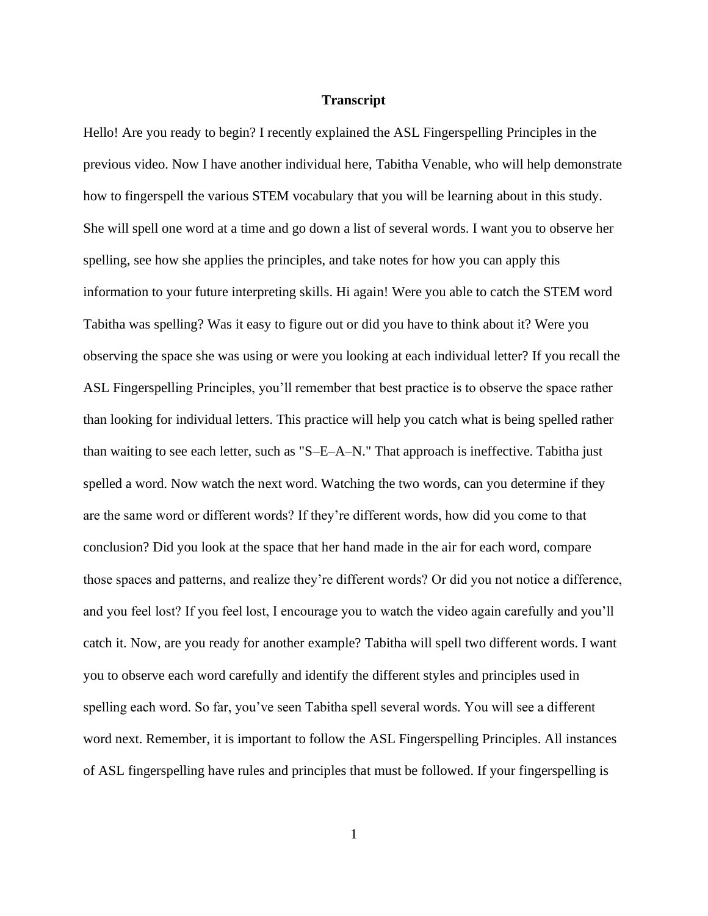**Transcript**

Hello! Are you ready to begin? I recently explained the ASL Fingerspelling Principles in the previous video. Now I have another individual here, Tabitha Venable, who will help demonstrate how to fingerspell the various STEM vocabulary that you will be learning about in this study. She will spell one word at a time and go down a list of several words. I want you to observe her spelling, see how she applies the principles, and take notes for how you can apply this information to your future interpreting skills. Hi again! Were you able to catch the STEM word Tabitha was spelling? Was it easy to figure out or did you have to think about it? Were you observing the space she was using or were you looking at each individual letter? If you recall the ASL Fingerspelling Principles, you'll remember that best practice is to observe the space rather than looking for individual letters. This practice will help you catch what is being spelled rather than waiting to see each letter, such as "S–E–A–N." That approach is ineffective. Tabitha just spelled a word. Now watch the next word. Watching the two words, can you determine if they are the same word or different words? If they're different words, how did you come to that conclusion? Did you look at the space that her hand made in the air for each word, compare those spaces and patterns, and realize they're different words? Or did you not notice a difference, and you feel lost? If you feel lost, I encourage you to watch the video again carefully and you'll catch it. Now, are you ready for another example? Tabitha will spell two different words. I want you to observe each word carefully and identify the different styles and principles used in spelling each word. So far, you've seen Tabitha spell several words. You will see a different word next. Remember, it is important to follow the ASL Fingerspelling Principles. All instances of ASL fingerspelling have rules and principles that must be followed. If your fingerspelling is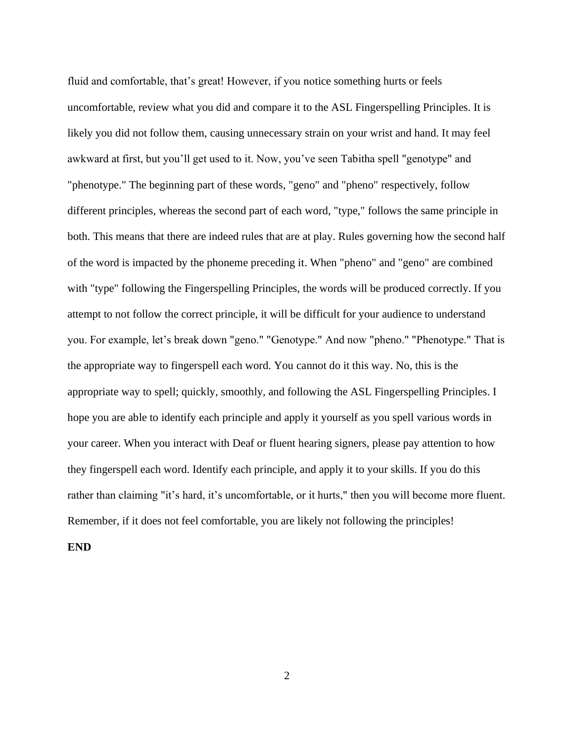fluid and comfortable, that's great! However, if you notice something hurts or feels uncomfortable, review what you did and compare it to the ASL Fingerspelling Principles. It is likely you did not follow them, causing unnecessary strain on your wrist and hand. It may feel awkward at first, but you'll get used to it. Now, you've seen Tabitha spell "genotype" and "phenotype." The beginning part of these words, "geno" and "pheno" respectively, follow different principles, whereas the second part of each word, "type," follows the same principle in both. This means that there are indeed rules that are at play. Rules governing how the second half of the word is impacted by the phoneme preceding it. When "pheno" and "geno" are combined with "type" following the Fingerspelling Principles, the words will be produced correctly. If you attempt to not follow the correct principle, it will be difficult for your audience to understand you. For example, let's break down "geno." "Genotype." And now "pheno." "Phenotype." That is the appropriate way to fingerspell each word. You cannot do it this way. No, this is the appropriate way to spell; quickly, smoothly, and following the ASL Fingerspelling Principles. I hope you are able to identify each principle and apply it yourself as you spell various words in your career. When you interact with Deaf or fluent hearing signers, please pay attention to how they fingerspell each word. Identify each principle, and apply it to your skills. If you do this rather than claiming "it's hard, it's uncomfortable, or it hurts," then you will become more fluent. Remember, if it does not feel comfortable, you are likely not following the principles!

**END**